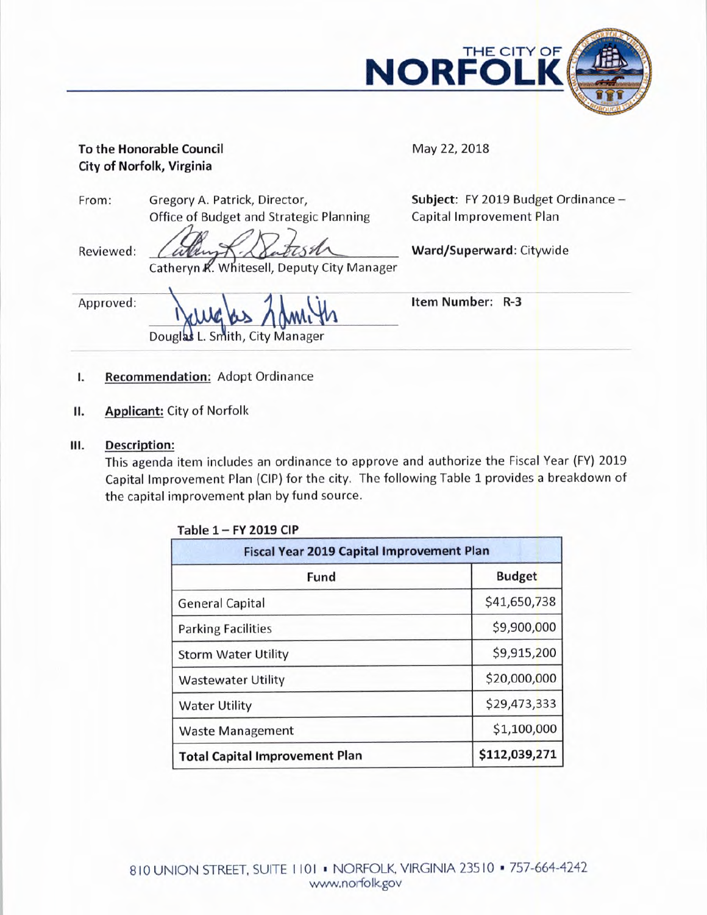THE CITY OF **NORFOLK**

**To the Honorable Council**
**City of Norfolk, Virginia**

May 22, 2018

From: Gregory A. Patrick, Director, Office of Budget and Strategic Planning

**Subject**: FY 2019 Budget Ordinance – Capital Improvement Plan

Reviewed: Catheryn R. Whitesell, Deputy City Manager

**Ward/Superward**: Citywide

Approved: Douglas L. Smith, City Manager

**Item Number: R-3**

I. **Recommendation:** Adopt Ordinance

II. **Applicant:** City of Norfolk

III. **Description:**
This agenda item includes an ordinance to approve and authorize the Fiscal Year (FY) 2019 Capital Improvement Plan (CIP) for the city. The following Table 1 provides a breakdown of the capital improvement plan by fund source.

**Table 1 – FY 2019 CIP**

| Fiscal Year 2019 Capital Improvement Plan | |
|---|---|
| **Fund** | **Budget** |
| General Capital | $41,650,738 |
| Parking Facilities | $9,900,000 |
| Storm Water Utility | $9,915,200 |
| Wastewater Utility | $20,000,000 |
| Water Utility | $29,473,333 |
| Waste Management | $1,100,000 |
| **Total Capital Improvement Plan** | **$112,039,271** |

810 UNION STREET, SUITE 1101 • NORFOLK, VIRGINIA 23510 • 757-664-4242
www.norfolk.gov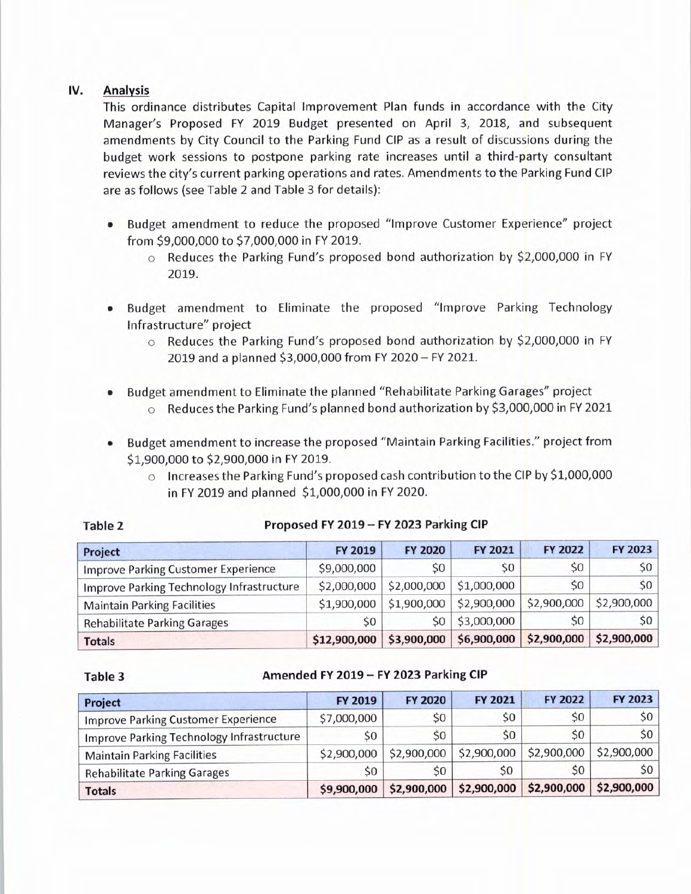## IV. Analysis

This ordinance distributes Capital Improvement Plan funds in accordance with the City Manager's Proposed FY 2019 Budget presented on April 3, 2018, and subsequent amendments by City Council to the Parking Fund CIP as a result of discussions during the budget work sessions to postpone parking rate increases until a third-party consultant reviews the city's current parking operations and rates. Amendments to the Parking Fund CIP are as follows (see Table 2 and Table 3 for details):

- Budget amendment to reduce the proposed "Improve Customer Experience" project from $9,000,000 to $7,000,000 in FY 2019.
  - Reduces the Parking Fund's proposed bond authorization by $2,000,000 in FY 2019.
- Budget amendment to Eliminate the proposed "Improve Parking Technology Infrastructure" project
  - Reduces the Parking Fund's proposed bond authorization by $2,000,000 in FY 2019 and a planned $3,000,000 from FY 2020 – FY 2021.
- Budget amendment to Eliminate the planned "Rehabilitate Parking Garages" project
  - Reduces the Parking Fund's planned bond authorization by $3,000,000 in FY 2021
- Budget amendment to increase the proposed "Maintain Parking Facilities." project from $1,900,000 to $2,900,000 in FY 2019.
  - Increases the Parking Fund's proposed cash contribution to the CIP by $1,000,000 in FY 2019 and planned $1,000,000 in FY 2020.

**Table 2** **Proposed FY 2019 – FY 2023 Parking CIP**

| Project | FY 2019 | FY 2020 | FY 2021 | FY 2022 | FY 2023 |
|---|---|---|---|---|---|
| Improve Parking Customer Experience | $9,000,000 | $0 | $0 | $0 | $0 |
| Improve Parking Technology Infrastructure | $2,000,000 | $2,000,000 | $1,000,000 | $0 | $0 |
| Maintain Parking Facilities | $1,900,000 | $1,900,000 | $2,900,000 | $2,900,000 | $2,900,000 |
| Rehabilitate Parking Garages | $0 | $0 | $3,000,000 | $0 | $0 |
| **Totals** | **$12,900,000** | **$3,900,000** | **$6,900,000** | **$2,900,000** | **$2,900,000** |

**Table 3** **Amended FY 2019 – FY 2023 Parking CIP**

| Project | FY 2019 | FY 2020 | FY 2021 | FY 2022 | FY 2023 |
|---|---|---|---|---|---|
| Improve Parking Customer Experience | $7,000,000 | $0 | $0 | $0 | $0 |
| Improve Parking Technology Infrastructure | $0 | $0 | $0 | $0 | $0 |
| Maintain Parking Facilities | $2,900,000 | $2,900,000 | $2,900,000 | $2,900,000 | $2,900,000 |
| Rehabilitate Parking Garages | $0 | $0 | $0 | $0 | $0 |
| **Totals** | **$9,900,000** | **$2,900,000** | **$2,900,000** | **$2,900,000** | **$2,900,000** |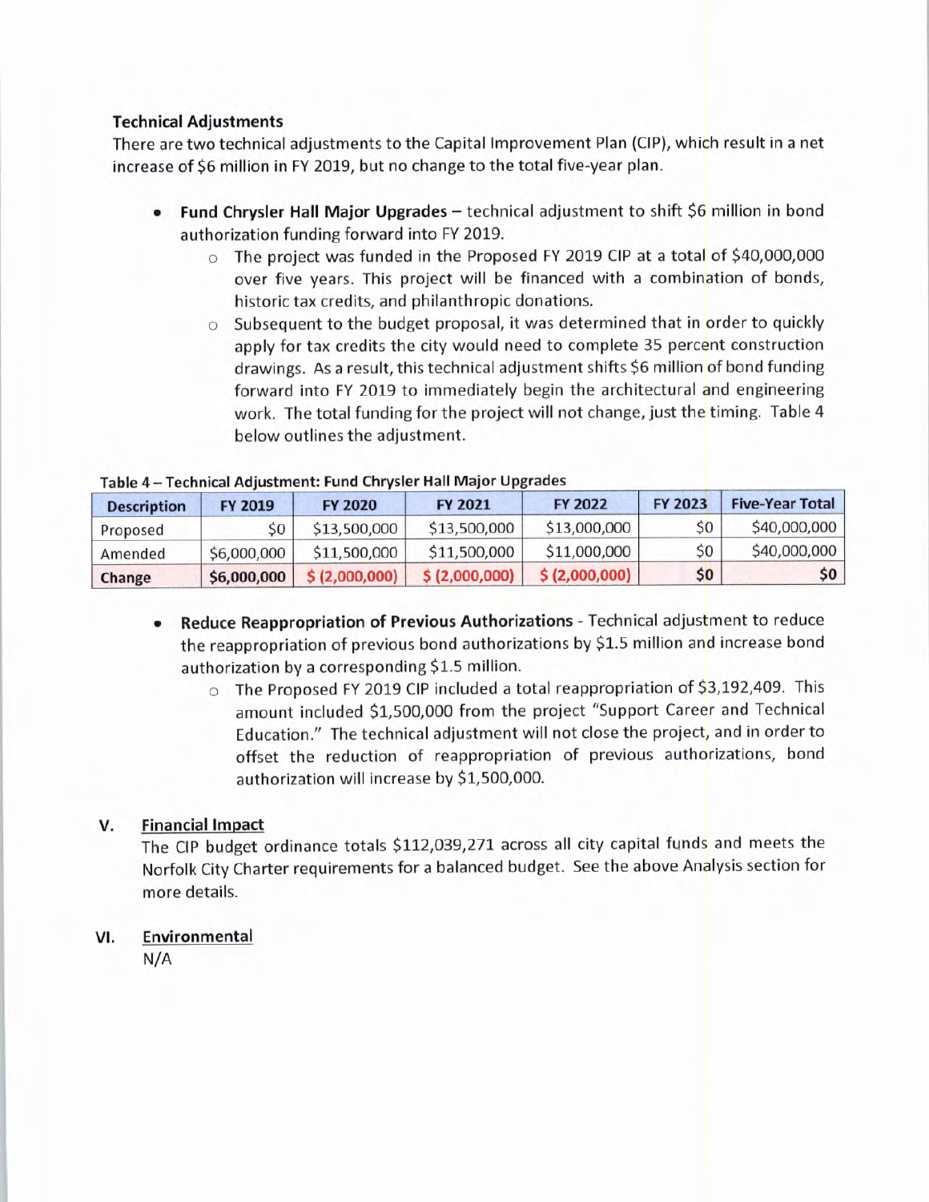**Technical Adjustments**

There are two technical adjustments to the Capital Improvement Plan (CIP), which result in a net increase of $6 million in FY 2019, but no change to the total five-year plan.

- **Fund Chrysler Hall Major Upgrades** – technical adjustment to shift $6 million in bond authorization funding forward into FY 2019.
    - The project was funded in the Proposed FY 2019 CIP at a total of $40,000,000 over five years. This project will be financed with a combination of bonds, historic tax credits, and philanthropic donations.
    - Subsequent to the budget proposal, it was determined that in order to quickly apply for tax credits the city would need to complete 35 percent construction drawings. As a result, this technical adjustment shifts $6 million of bond funding forward into FY 2019 to immediately begin the architectural and engineering work. The total funding for the project will not change, just the timing. Table 4 below outlines the adjustment.

**Table 4 – Technical Adjustment: Fund Chrysler Hall Major Upgrades**

| Description | FY 2019 | FY 2020 | FY 2021 | FY 2022 | FY 2023 | Five-Year Total |
|---|---|---|---|---|---|---|
| Proposed | $0 | $13,500,000 | $13,500,000 | $13,000,000 | $0 | $40,000,000 |
| Amended | $6,000,000 | $11,500,000 | $11,500,000 | $11,000,000 | $0 | $40,000,000 |
| **Change** | **$6,000,000** | **$ (2,000,000)** | **$ (2,000,000)** | **$ (2,000,000)** | **$0** | **$0** |

- **Reduce Reappropriation of Previous Authorizations** - Technical adjustment to reduce the reappropriation of previous bond authorizations by $1.5 million and increase bond authorization by a corresponding $1.5 million.
    - The Proposed FY 2019 CIP included a total reappropriation of $3,192,409. This amount included $1,500,000 from the project "Support Career and Technical Education." The technical adjustment will not close the project, and in order to offset the reduction of reappropriation of previous authorizations, bond authorization will increase by $1,500,000.

## V. Financial Impact

The CIP budget ordinance totals $112,039,271 across all city capital funds and meets the Norfolk City Charter requirements for a balanced budget. See the above Analysis section for more details.

## VI. Environmental

N/A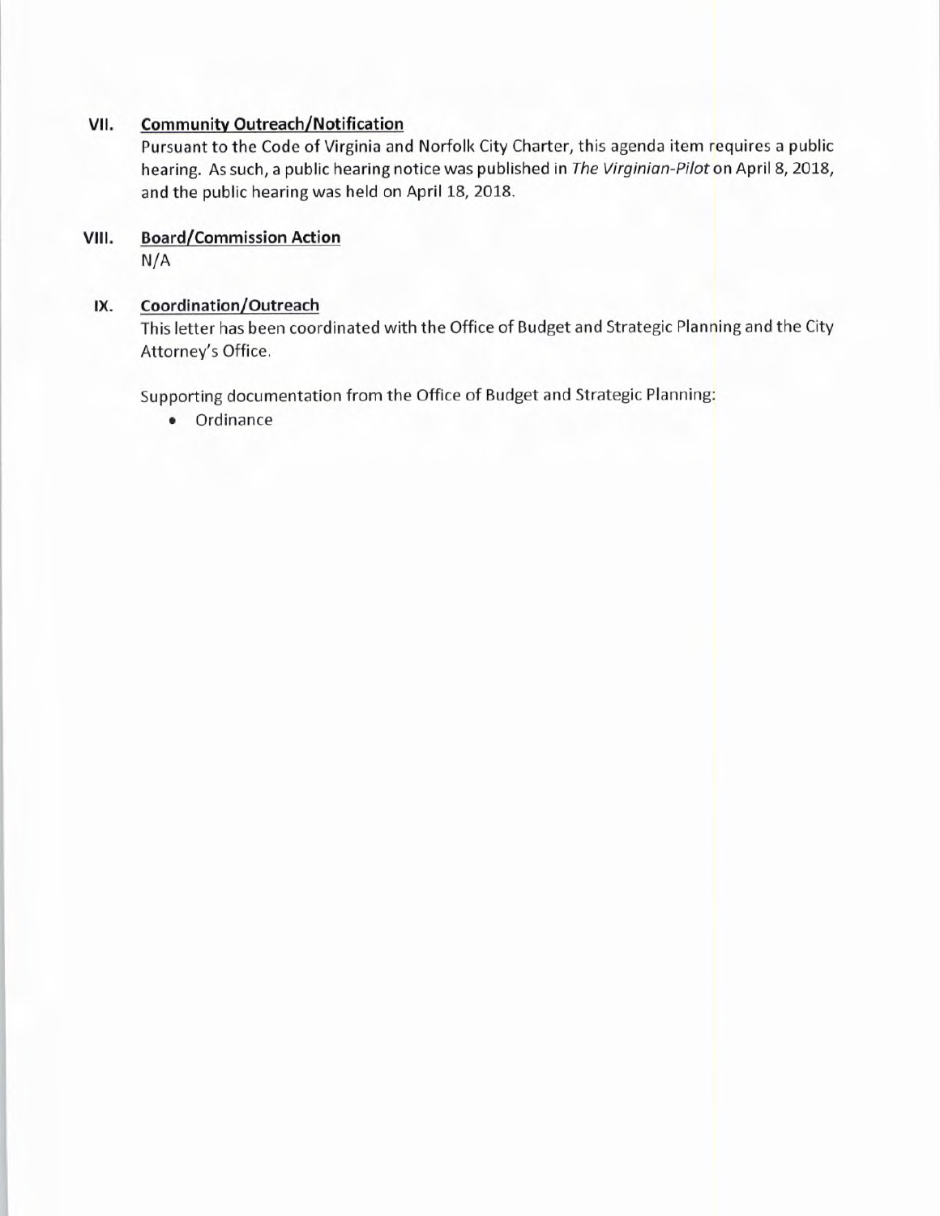## VII. Community Outreach/Notification

Pursuant to the Code of Virginia and Norfolk City Charter, this agenda item requires a public hearing. As such, a public hearing notice was published in *The Virginian-Pilot* on April 8, 2018, and the public hearing was held on April 18, 2018.

## VIII. Board/Commission Action

N/A

## IX. Coordination/Outreach

This letter has been coordinated with the Office of Budget and Strategic Planning and the City Attorney's Office.

Supporting documentation from the Office of Budget and Strategic Planning:

- Ordinance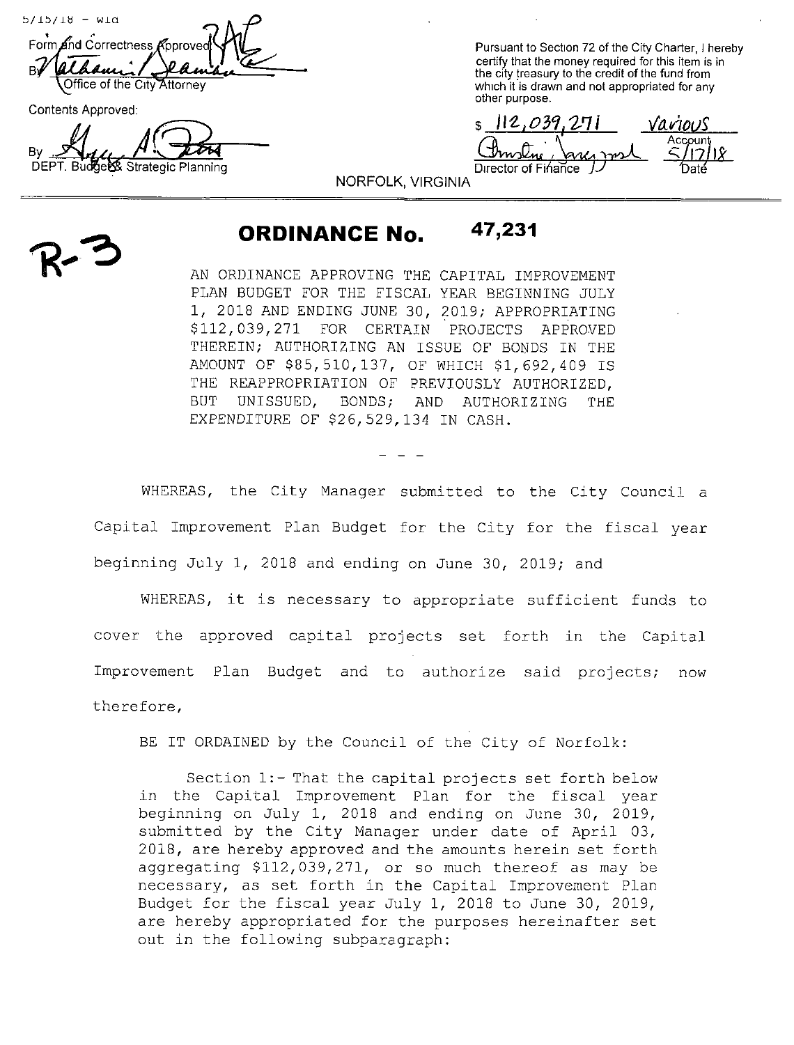5/15/18 - wld

Form and Correctness Approved:

By ~~Nathaniel Seamdu~~
Office of the City Attorney

Contents Approved:

By ~~Gregg A. Potts~~
DEPT. Budget & Strategic Planning

Pursuant to Section 72 of the City Charter, I hereby certify that the money required for this item is in the city treasury to the credit of the fund from which it is drawn and not appropriated for any other purpose.

$ 112,039,271 Various
Account

Director of Finance 5/17/18
Date

NORFOLK, VIRGINIA

R-3

# ORDINANCE No. 47,231

AN ORDINANCE APPROVING THE CAPITAL IMPROVEMENT PLAN BUDGET FOR THE FISCAL YEAR BEGINNING JULY 1, 2018 AND ENDING JUNE 30, 2019; APPROPRIATING $112,039,271 FOR CERTAIN PROJECTS APPROVED THEREIN; AUTHORIZING AN ISSUE OF BONDS IN THE AMOUNT OF $85,510,137, OF WHICH $1,692,409 IS THE REAPPROPRIATION OF PREVIOUSLY AUTHORIZED, BUT UNISSUED, BONDS; AND AUTHORIZING THE EXPENDITURE OF $26,529,134 IN CASH.

\- - -

WHEREAS, the City Manager submitted to the City Council a Capital Improvement Plan Budget for the City for the fiscal year beginning July 1, 2018 and ending on June 30, 2019; and

WHEREAS, it is necessary to appropriate sufficient funds to cover the approved capital projects set forth in the Capital Improvement Plan Budget and to authorize said projects; now therefore,

BE IT ORDAINED by the Council of the City of Norfolk:

Section 1:- That the capital projects set forth below in the Capital Improvement Plan for the fiscal year beginning on July 1, 2018 and ending on June 30, 2019, submitted by the City Manager under date of April 03, 2018, are hereby approved and the amounts herein set forth aggregating $112,039,271, or so much thereof as may be necessary, as set forth in the Capital Improvement Plan Budget for the fiscal year July 1, 2018 to June 30, 2019, are hereby appropriated for the purposes hereinafter set out in the following subparagraph: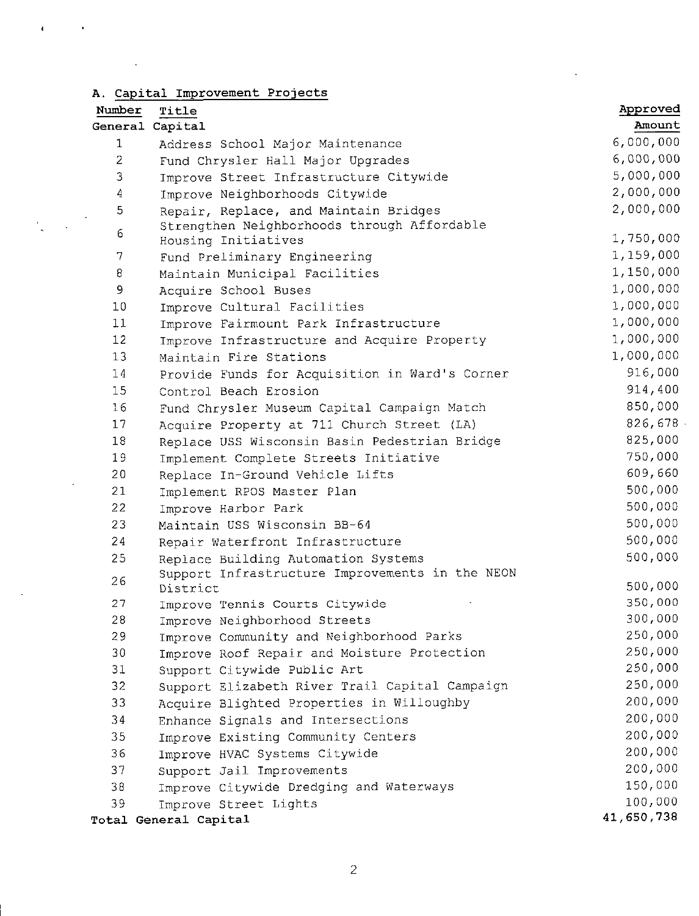## A. Capital Improvement Projects

| Number | Title | Approved Amount |
|---|---|---|
| **General Capital** | | |
| 1 | Address School Major Maintenance | 6,000,000 |
| 2 | Fund Chrysler Hall Major Upgrades | 6,000,000 |
| 3 | Improve Street Infrastructure Citywide | 5,000,000 |
| 4 | Improve Neighborhoods Citywide | 2,000,000 |
| 5 | Repair, Replace, and Maintain Bridges | 2,000,000 |
| 6 | Strengthen Neighborhoods through Affordable Housing Initiatives | 1,750,000 |
| 7 | Fund Preliminary Engineering | 1,159,000 |
| 8 | Maintain Municipal Facilities | 1,150,000 |
| 9 | Acquire School Buses | 1,000,000 |
| 10 | Improve Cultural Facilities | 1,000,000 |
| 11 | Improve Fairmount Park Infrastructure | 1,000,000 |
| 12 | Improve Infrastructure and Acquire Property | 1,000,000 |
| 13 | Maintain Fire Stations | 1,000,000 |
| 14 | Provide Funds for Acquisition in Ward's Corner | 916,000 |
| 15 | Control Beach Erosion | 914,400 |
| 16 | Fund Chrysler Museum Capital Campaign Match | 850,000 |
| 17 | Acquire Property at 711 Church Street (LA) | 826,678 |
| 18 | Replace USS Wisconsin Basin Pedestrian Bridge | 825,000 |
| 19 | Implement Complete Streets Initiative | 750,000 |
| 20 | Replace In-Ground Vehicle Lifts | 609,660 |
| 21 | Implement RPOS Master Plan | 500,000 |
| 22 | Improve Harbor Park | 500,000 |
| 23 | Maintain USS Wisconsin BB-64 | 500,000 |
| 24 | Repair Waterfront Infrastructure | 500,000 |
| 25 | Replace Building Automation Systems | 500,000 |
| 26 | Support Infrastructure Improvements in the NEON District | 500,000 |
| 27 | Improve Tennis Courts Citywide | 350,000 |
| 28 | Improve Neighborhood Streets | 300,000 |
| 29 | Improve Community and Neighborhood Parks | 250,000 |
| 30 | Improve Roof Repair and Moisture Protection | 250,000 |
| 31 | Support Citywide Public Art | 250,000 |
| 32 | Support Elizabeth River Trail Capital Campaign | 250,000 |
| 33 | Acquire Blighted Properties in Willoughby | 200,000 |
| 34 | Enhance Signals and Intersections | 200,000 |
| 35 | Improve Existing Community Centers | 200,000 |
| 36 | Improve HVAC Systems Citywide | 200,000 |
| 37 | Support Jail Improvements | 200,000 |
| 38 | Improve Citywide Dredging and Waterways | 150,000 |
| 39 | Improve Street Lights | 100,000 |
| **Total General Capital** | | **41,650,738** |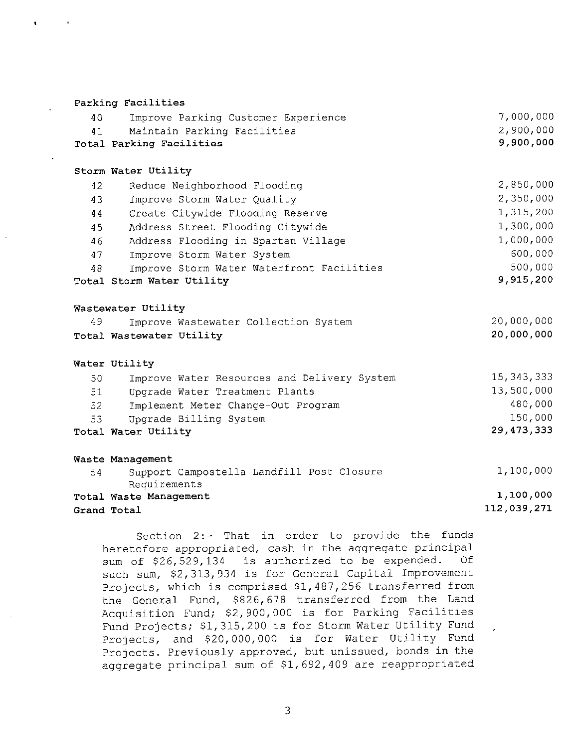| | | |
|---|---|---|
| **Parking Facilities** | | |
| 40 | Improve Parking Customer Experience | 7,000,000 |
| 41 | Maintain Parking Facilities | 2,900,000 |
| **Total Parking Facilities** | | **9,900,000** |
| | | |
| **Storm Water Utility** | | |
| 42 | Reduce Neighborhood Flooding | 2,850,000 |
| 43 | Improve Storm Water Quality | 2,350,000 |
| 44 | Create Citywide Flooding Reserve | 1,315,200 |
| 45 | Address Street Flooding Citywide | 1,300,000 |
| 46 | Address Flooding in Spartan Village | 1,000,000 |
| 47 | Improve Storm Water System | 600,000 |
| 48 | Improve Storm Water Waterfront Facilities | 500,000 |
| **Total Storm Water Utility** | | **9,915,200** |
| | | |
| **Wastewater Utility** | | |
| 49 | Improve Wastewater Collection System | 20,000,000 |
| **Total Wastewater Utility** | | **20,000,000** |
| | | |
| **Water Utility** | | |
| 50 | Improve Water Resources and Delivery System | 15,343,333 |
| 51 | Upgrade Water Treatment Plants | 13,500,000 |
| 52 | Implement Meter Change-Out Program | 480,000 |
| 53 | Upgrade Billing System | 150,000 |
| **Total Water Utility** | | **29,473,333** |
| | | |
| **Waste Management** | | |
| 54 | Support Campostella Landfill Post Closure Requirements | 1,100,000 |
| **Total Waste Management** | | **1,100,000** |
| **Grand Total** | | **112,039,271** |

Section 2:- That in order to provide the funds heretofore appropriated, cash in the aggregate principal sum of $26,529,134 is authorized to be expended. Of such sum, $2,313,934 is for General Capital Improvement Projects, which is comprised $1,487,256 transferred from the General Fund, $826,678 transferred from the Land Acquisition Fund; $2,900,000 is for Parking Facilities Fund Projects; $1,315,200 is for Storm Water Utility Fund Projects, and $20,000,000 is for Water Utility Fund Projects. Previously approved, but unissued, bonds in the aggregate principal sum of $1,692,409 are reappropriated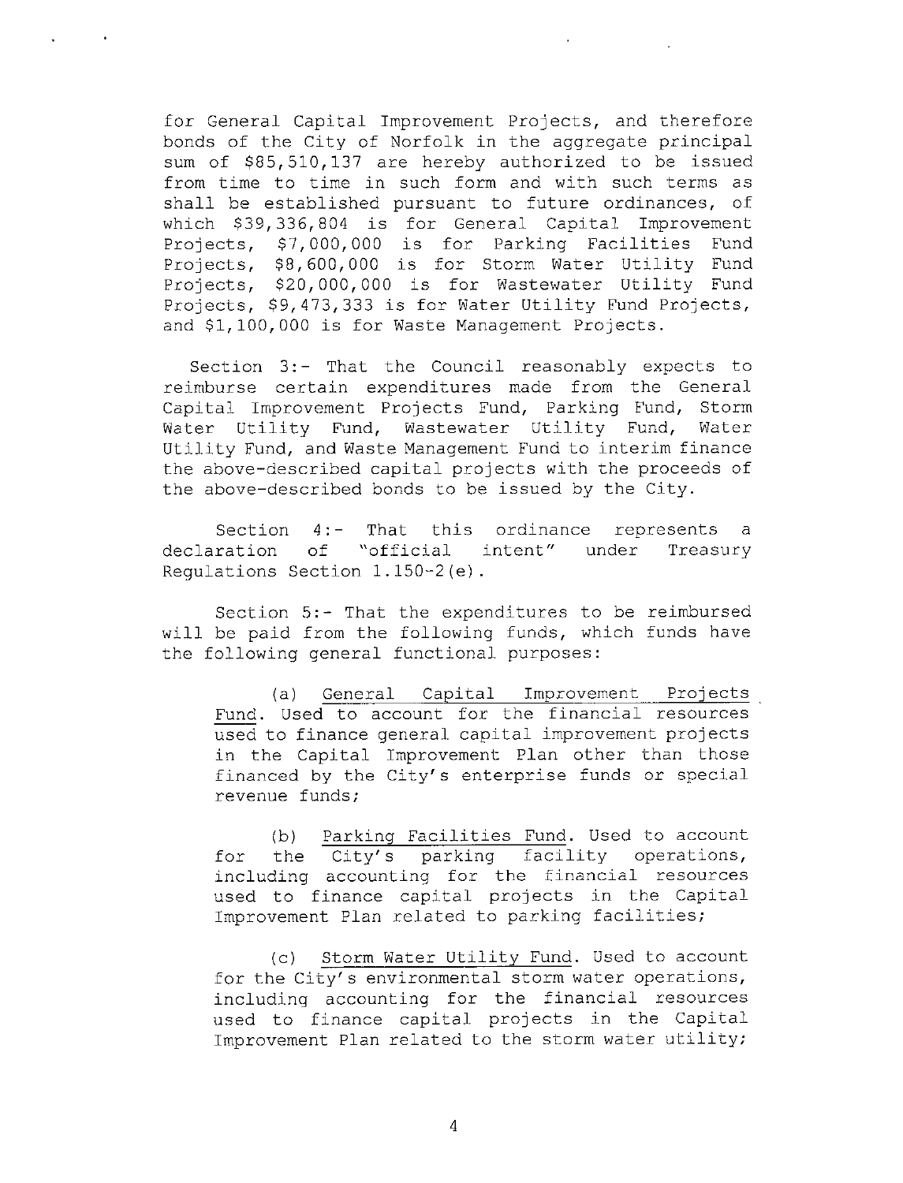for General Capital Improvement Projects, and therefore bonds of the City of Norfolk in the aggregate principal sum of $85,510,137 are hereby authorized to be issued from time to time in such form and with such terms as shall be established pursuant to future ordinances, of which $39,336,804 is for General Capital Improvement Projects, $7,000,000 is for Parking Facilities Fund Projects, $8,600,000 is for Storm Water Utility Fund Projects, $20,000,000 is for Wastewater Utility Fund Projects, $9,473,333 is for Water Utility Fund Projects, and $1,100,000 is for Waste Management Projects.

Section 3:- That the Council reasonably expects to reimburse certain expenditures made from the General Capital Improvement Projects Fund, Parking Fund, Storm Water Utility Fund, Wastewater Utility Fund, Water Utility Fund, and Waste Management Fund to interim finance the above-described capital projects with the proceeds of the above-described bonds to be issued by the City.

Section 4:- That this ordinance represents a declaration of "official intent" under Treasury Regulations Section 1.150-2(e).

Section 5:- That the expenditures to be reimbursed will be paid from the following funds, which funds have the following general functional purposes:

(a) General Capital Improvement Projects Fund. Used to account for the financial resources used to finance general capital improvement projects in the Capital Improvement Plan other than those financed by the City's enterprise funds or special revenue funds;

(b) Parking Facilities Fund. Used to account for the City's parking facility operations, including accounting for the financial resources used to finance capital projects in the Capital Improvement Plan related to parking facilities;

(c) Storm Water Utility Fund. Used to account for the City's environmental storm water operations, including accounting for the financial resources used to finance capital projects in the Capital Improvement Plan related to the storm water utility;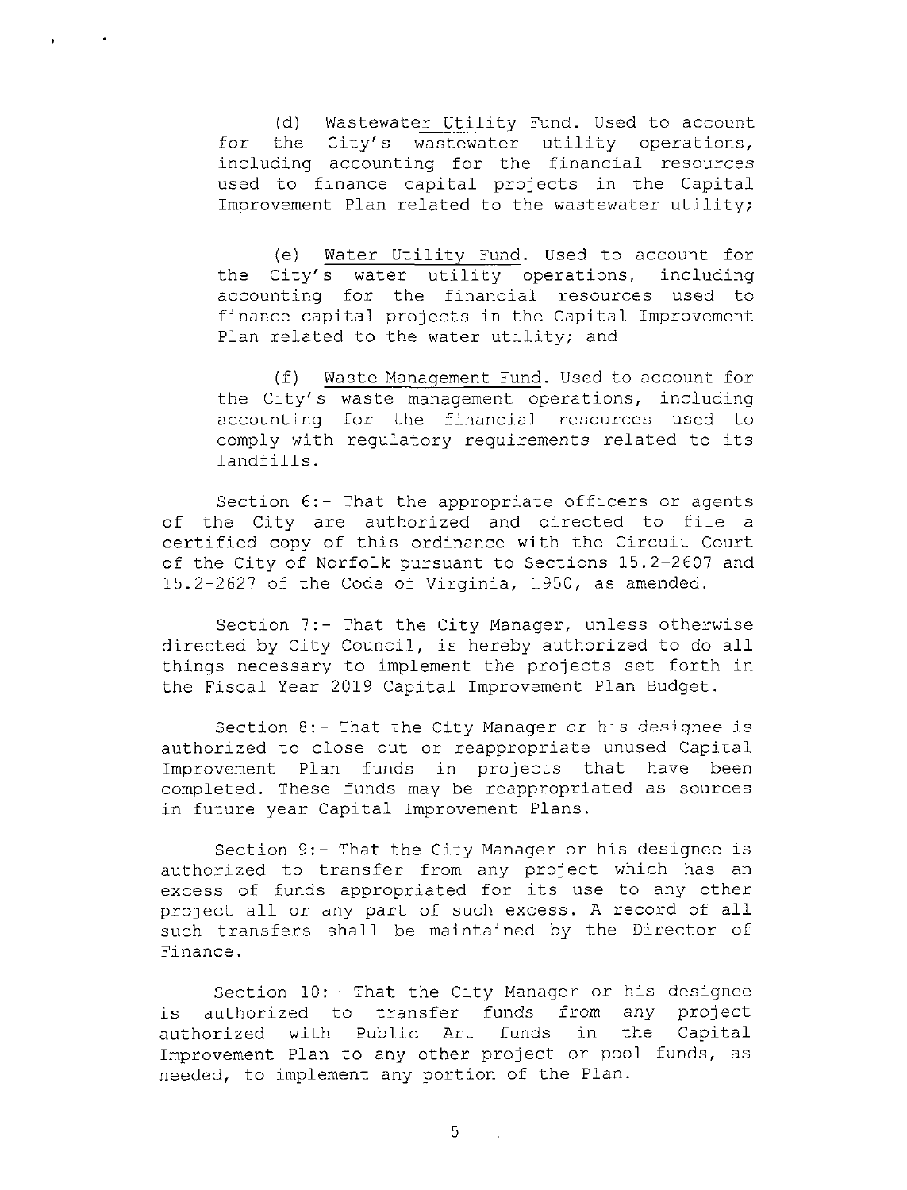(d) Wastewater Utility Fund. Used to account for the City's wastewater utility operations, including accounting for the financial resources used to finance capital projects in the Capital Improvement Plan related to the wastewater utility;

(e) Water Utility Fund. Used to account for the City's water utility operations, including accounting for the financial resources used to finance capital projects in the Capital Improvement Plan related to the water utility; and

(f) Waste Management Fund. Used to account for the City's waste management operations, including accounting for the financial resources used to comply with regulatory requirements related to its landfills.

Section 6:- That the appropriate officers or agents of the City are authorized and directed to file a certified copy of this ordinance with the Circuit Court of the City of Norfolk pursuant to Sections 15.2-2607 and 15.2-2627 of the Code of Virginia, 1950, as amended.

Section 7:- That the City Manager, unless otherwise directed by City Council, is hereby authorized to do all things necessary to implement the projects set forth in the Fiscal Year 2019 Capital Improvement Plan Budget.

Section 8:- That the City Manager or his designee is authorized to close out or reappropriate unused Capital Improvement Plan funds in projects that have been completed. These funds may be reappropriated as sources in future year Capital Improvement Plans.

Section 9:- That the City Manager or his designee is authorized to transfer from any project which has an excess of funds appropriated for its use to any other project all or any part of such excess. A record of all such transfers shall be maintained by the Director of Finance.

Section 10:- That the City Manager or his designee is authorized to transfer funds from any project authorized with Public Art funds in the Capital Improvement Plan to any other project or pool funds, as needed, to implement any portion of the Plan.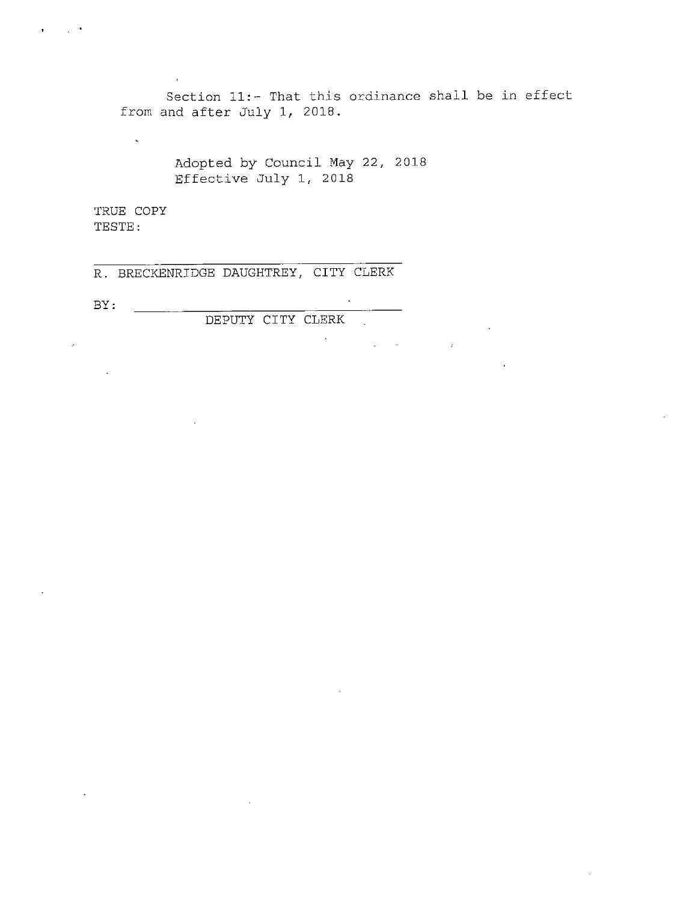Section 11:- That this ordinance shall be in effect from and after July 1, 2018.

Adopted by Council May 22, 2018
Effective July 1, 2018

TRUE COPY
TESTE:

R. BRECKENRIDGE DAUGHTREY, CITY CLERK

BY: ______________________________
DEPUTY CITY CLERK